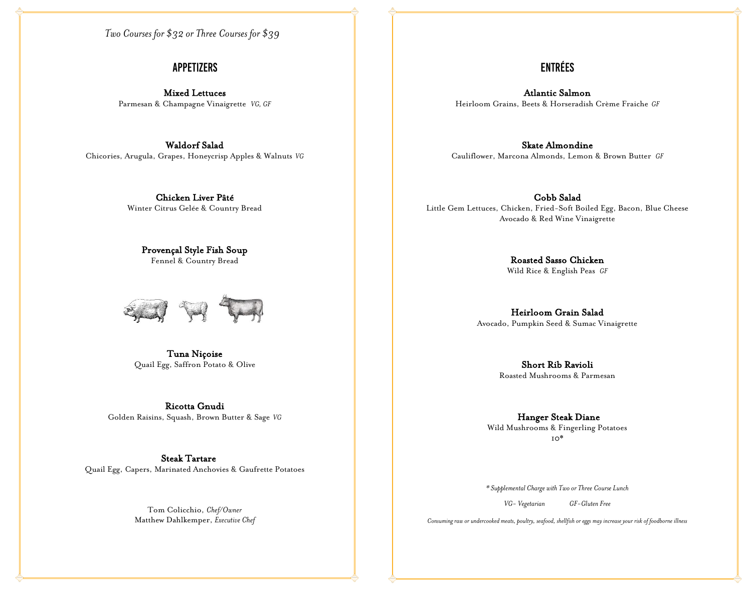*Two Courses for $32 or Three Courses for $39*

## APPETIZERS

**Mixed Lettuces**
Parmesan & Champagne Vinaigrette *VG, GF*

**Waldorf Salad**
Chicories, Arugula, Grapes, Honeycrisp Apples & Walnuts *VG*

**Chicken Liver Pâté**
Winter Citrus Gelée & Country Bread

**Provençal Style Fish Soup**
Fennel & Country Bread

**Tuna Niçoise**
Quail Egg, Saffron Potato & Olive

**Ricotta Gnudi**
Golden Raisins, Squash, Brown Butter & Sage *VG*

**Steak Tartare**
Quail Egg, Capers, Marinated Anchovies & Gaufrette Potatoes

Tom Colicchio, *Chef/Owner*
Matthew Dahlkemper, *Executive Chef*

## ENTRÉES

**Atlantic Salmon**
Heirloom Grains, Beets & Horseradish Crème Fraiche *GF*

**Skate Almondine**
Cauliflower, Marcona Almonds, Lemon & Brown Butter *GF*

**Cobb Salad**
Little Gem Lettuces, Chicken, Fried-Soft Boiled Egg, Bacon, Blue Cheese
Avocado & Red Wine Vinaigrette

**Roasted Sasso Chicken**
Wild Rice & English Peas *GF*

**Heirloom Grain Salad**
Avocado, Pumpkin Seed & Sumac Vinaigrette

**Short Rib Ravioli**
Roasted Mushrooms & Parmesan

**Hanger Steak Diane**
Wild Mushrooms & Fingerling Potatoes
10*

*\* Supplemental Charge with Two or Three Course Lunch*

*VG- Vegetarian* *GF-Gluten Free*

*Consuming raw or undercooked meats, poultry, seafood, shellfish or eggs may increase your risk of foodborne illness*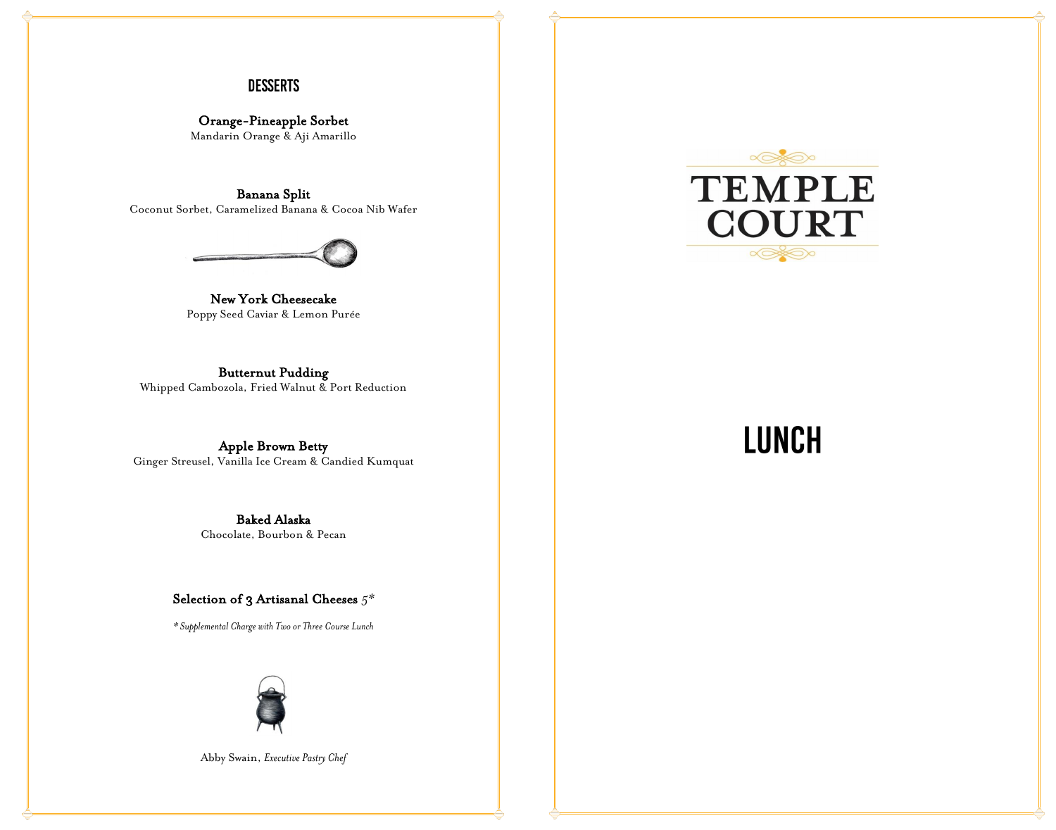## DESSERTS

**Orange-Pineapple Sorbet**
Mandarin Orange & Aji Amarillo

**Banana Split**
Coconut Sorbet, Caramelized Banana & Cocoa Nib Wafer

**New York Cheesecake**
Poppy Seed Caviar & Lemon Purée

**Butternut Pudding**
Whipped Cambozola, Fried Walnut & Port Reduction

**Apple Brown Betty**
Ginger Streusel, Vanilla Ice Cream & Candied Kumquat

**Baked Alaska**
Chocolate, Bourbon & Pecan

**Selection of 3 Artisanal Cheeses** *5**

*\* Supplemental Charge with Two or Three Course Lunch*

Abby Swain, *Executive Pastry Chef*

# TEMPLE COURT

# LUNCH